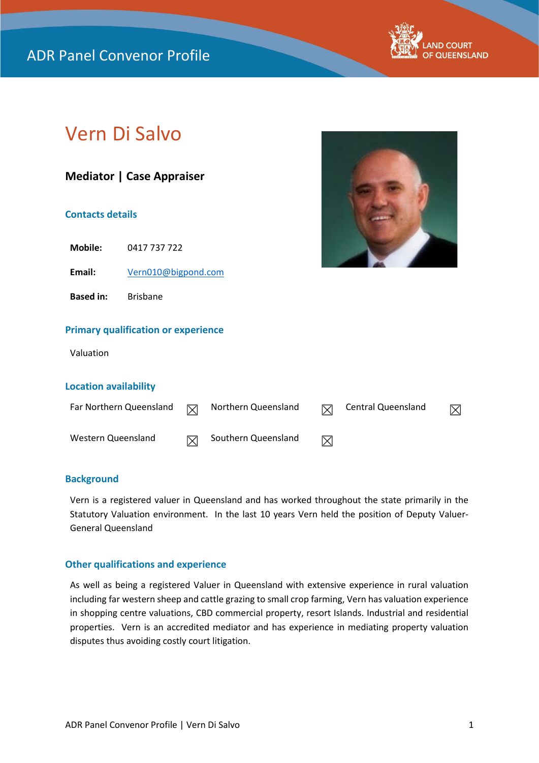ADR Panel Convenor Profile

LAND COURT OF QUEENSLAND

# Vern Di Salvo

**Mediator | Case Appraiser**

## Contacts details

| | |
|---|---|
| **Mobile:** | 0417 737 722 |
| **Email:** | Vern010@bigpond.com |
| **Based in:** | Brisbane |

## Primary qualification or experience

Valuation

## Location availability

| | | | | | |
|---|---|---|---|---|---|
| Far Northern Queensland | ☒ | Northern Queensland | ☒ | Central Queensland | ☒ |
| Western Queensland | ☒ | Southern Queensland | ☒ | | |

## Background

Vern is a registered valuer in Queensland and has worked throughout the state primarily in the Statutory Valuation environment. In the last 10 years Vern held the position of Deputy Valuer-General Queensland

## Other qualifications and experience

As well as being a registered Valuer in Queensland with extensive experience in rural valuation including far western sheep and cattle grazing to small crop farming, Vern has valuation experience in shopping centre valuations, CBD commercial property, resort Islands. Industrial and residential properties. Vern is an accredited mediator and has experience in mediating property valuation disputes thus avoiding costly court litigation.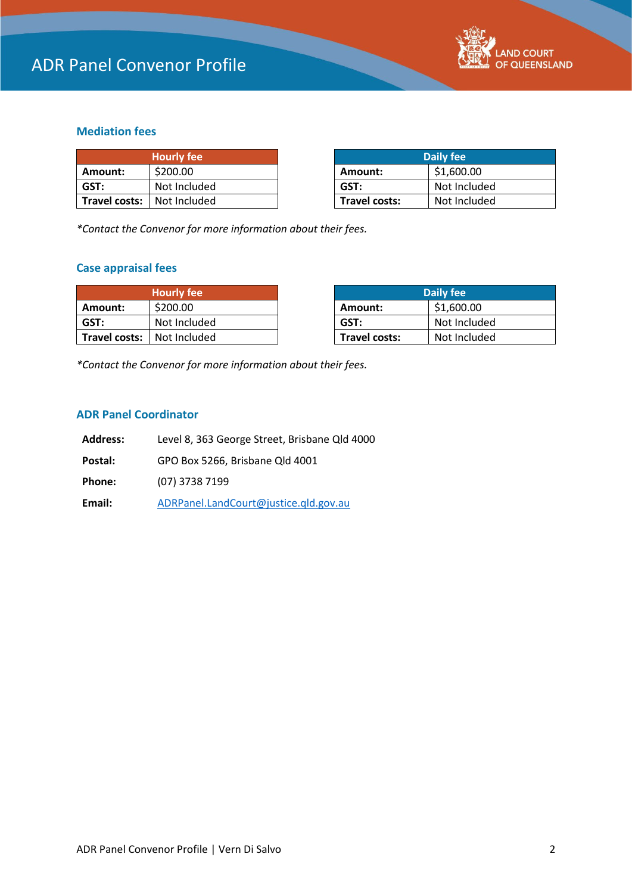## Mediation fees

| Hourly fee | |
|---|---|
| **Amount:** | $200.00 |
| **GST:** | Not Included |
| **Travel costs:** | Not Included |

| Daily fee | |
|---|---|
| **Amount:** | $1,600.00 |
| **GST:** | Not Included |
| **Travel costs:** | Not Included |

*\*Contact the Convenor for more information about their fees.*

## Case appraisal fees

| Hourly fee | |
|---|---|
| **Amount:** | $200.00 |
| **GST:** | Not Included |
| **Travel costs:** | Not Included |

| Daily fee | |
|---|---|
| **Amount:** | $1,600.00 |
| **GST:** | Not Included |
| **Travel costs:** | Not Included |

*\*Contact the Convenor for more information about their fees.*

## ADR Panel Coordinator

**Address:** Level 8, 363 George Street, Brisbane Qld 4000

**Postal:** GPO Box 5266, Brisbane Qld 4001

**Phone:** (07) 3738 7199

**Email:** ADRPanel.LandCourt@justice.qld.gov.au